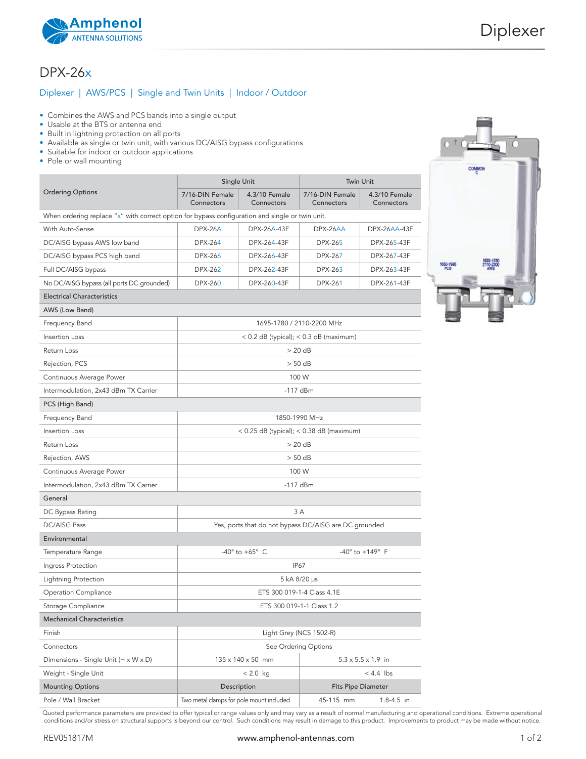# DPX-26x

## Diplexer | AWS/PCS | Single and Twin Units | Indoor / Outdoor

- Combines the AWS and PCS bands into a single output
- Usable at the BTS or antenna end
- Built in lightning protection on all ports
- Available as single or twin unit, with various DC/AISG bypass configurations
- Suitable for indoor or outdoor applications
- Pole or wall mounting

| Ordering Options | Single Unit | | Twin Unit | |
|---|---|---|---|---|
| | 7/16-DIN Female Connectors | 4.3/10 Female Connectors | 7/16-DIN Female Connectors | 4.3/10 Female Connectors |
| When ordering replace "x" with correct option for bypass configuration and single or twin unit. | | | | |
| With Auto-Sense | DPX-26A | DPX-26A-43F | DPX-26AA | DPX-26AA-43F |
| DC/AISG bypass AWS low band | DPX-264 | DPX-264-43F | DPX-265 | DPX-265-43F |
| DC/AISG bypass PCS high band | DPX-266 | DPX-266-43F | DPX-267 | DPX-267-43F |
| Full DC/AISG bypass | DPX-262 | DPX-262-43F | DPX-263 | DPX-263-43F |
| No DC/AISG bypass (all ports DC grounded) | DPX-260 | DPX-260-43F | DPX-261 | DPX-261-43F |
| **Electrical Characteristics** | | | | |
| **AWS (Low Band)** | | | | |
| Frequency Band | 1695-1780 / 2110-2200 MHz | | | |
| Insertion Loss | < 0.2 dB (typical); < 0.3 dB (maximum) | | | |
| Return Loss | > 20 dB | | | |
| Rejection, PCS | > 50 dB | | | |
| Continuous Average Power | 100 W | | | |
| Intermodulation, 2x43 dBm TX Carrier | -117 dBm | | | |
| **PCS (High Band)** | | | | |
| Frequency Band | 1850-1990 MHz | | | |
| Insertion Loss | < 0.25 dB (typical); < 0.38 dB (maximum) | | | |
| Return Loss | > 20 dB | | | |
| Rejection, AWS | > 50 dB | | | |
| Continuous Average Power | 100 W | | | |
| Intermodulation, 2x43 dBm TX Carrier | -117 dBm | | | |
| **General** | | | | |
| DC Bypass Rating | 3 A | | | |
| DC/AISG Pass | Yes, ports that do not bypass DC/AISG are DC grounded | | | |
| **Environmental** | | | | |
| Temperature Range | -40° to +65° C | | -40° to +149° F | |
| Ingress Protection | IP67 | | | |
| Lightning Protection | 5 kA 8/20 µs | | | |
| Operation Compliance | ETS 300 019-1-4 Class 4.1E | | | |
| Storage Compliance | ETS 300 019-1-1 Class 1.2 | | | |
| **Mechanical Characteristics** | | | | |
| Finish | Light Grey (NCS 1502-R) | | | |
| Connectors | See Ordering Options | | | |
| Dimensions - Single Unit (H x W x D) | 135 x 140 x 50 mm | | 5.3 x 5.5 x 1.9 in | |
| Weight - Single Unit | < 2.0 kg | | < 4.4 lbs | |
| **Mounting Options** | **Description** | | **Fits Pipe Diameter** | |
| Pole / Wall Bracket | Two metal clamps for pole mount included | | 45-115 mm | 1.8-4.5 in |

Quoted performance parameters are provided to offer typical or range values only and may vary as a result of normal manufacturing and operational conditions. Extreme operational conditions and/or stress on structural supports is beyond our control. Such conditions may result in damage to this product. Improvements to product may be made without notice.

REV051817M

www.amphenol-antennas.com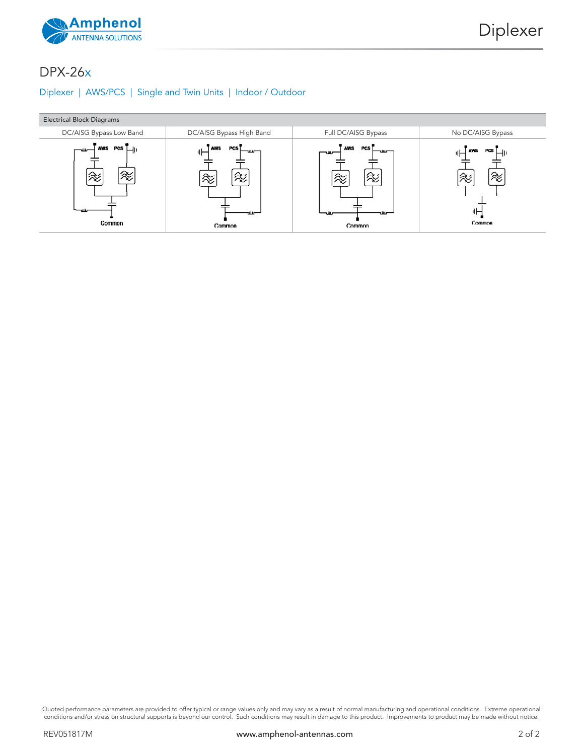# DPX-26x

Diplexer | AWS/PCS | Single and Twin Units | Indoor / Outdoor

| Electrical Block Diagrams | | | |
|---|---|---|---|
| DC/AISG Bypass Low Band | DC/AISG Bypass High Band | Full DC/AISG Bypass | No DC/AISG Bypass |
| AWS PCS Common | AWS PCS Common | AWS PCS Common | AWS PCS Common |

Quoted performance parameters are provided to offer typical or range values only and may vary as a result of normal manufacturing and operational conditions. Extreme operational conditions and/or stress on structural supports is beyond our control. Such conditions may result in damage to this product. Improvements to product may be made without notice.

REV051817M

www.amphenol-antennas.com